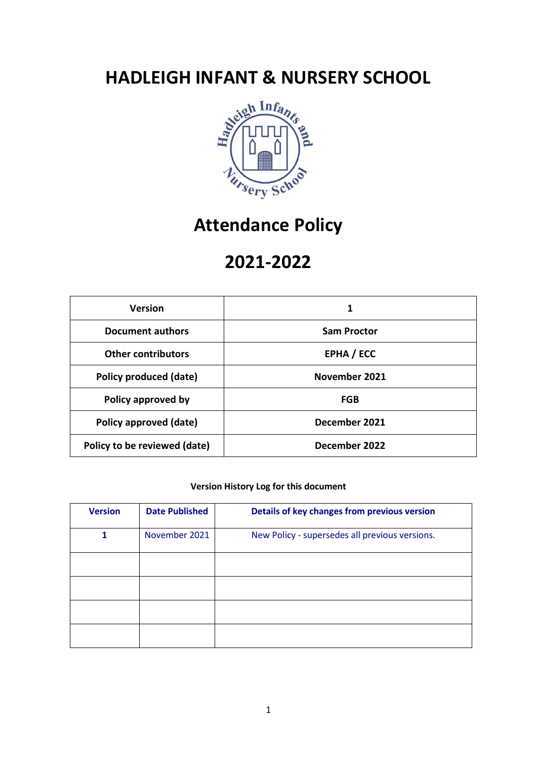# HADLEIGH INFANT & NURSERY SCHOOL

# Attendance Policy

# 2021-2022

| Version | 1 |
|---|---|
| Document authors | Sam Proctor |
| Other contributors | EPHA / ECC |
| Policy produced (date) | November 2021 |
| Policy approved by | FGB |
| Policy approved (date) | December 2021 |
| Policy to be reviewed (date) | December 2022 |

**Version History Log for this document**

| Version | Date Published | Details of key changes from previous version |
|---|---|---|
| 1 | November 2021 | New Policy - supersedes all previous versions. |
| | | |
| | | |
| | | |
| | | |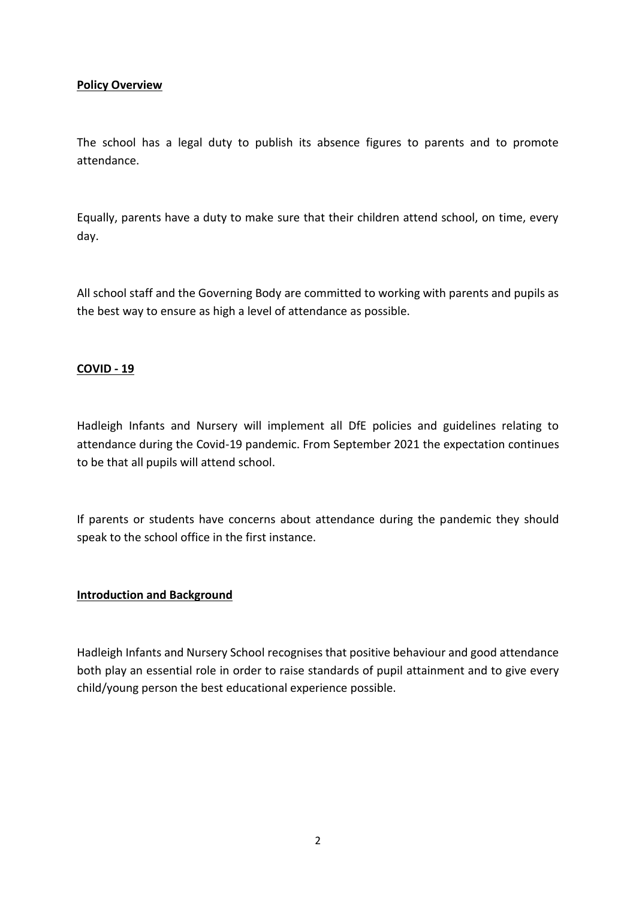**Policy Overview**

The school has a legal duty to publish its absence figures to parents and to promote attendance.

Equally, parents have a duty to make sure that their children attend school, on time, every day.

All school staff and the Governing Body are committed to working with parents and pupils as the best way to ensure as high a level of attendance as possible.

**COVID - 19**

Hadleigh Infants and Nursery will implement all DfE policies and guidelines relating to attendance during the Covid-19 pandemic. From September 2021 the expectation continues to be that all pupils will attend school.

If parents or students have concerns about attendance during the pandemic they should speak to the school office in the first instance.

**Introduction and Background**

Hadleigh Infants and Nursery School recognises that positive behaviour and good attendance both play an essential role in order to raise standards of pupil attainment and to give every child/young person the best educational experience possible.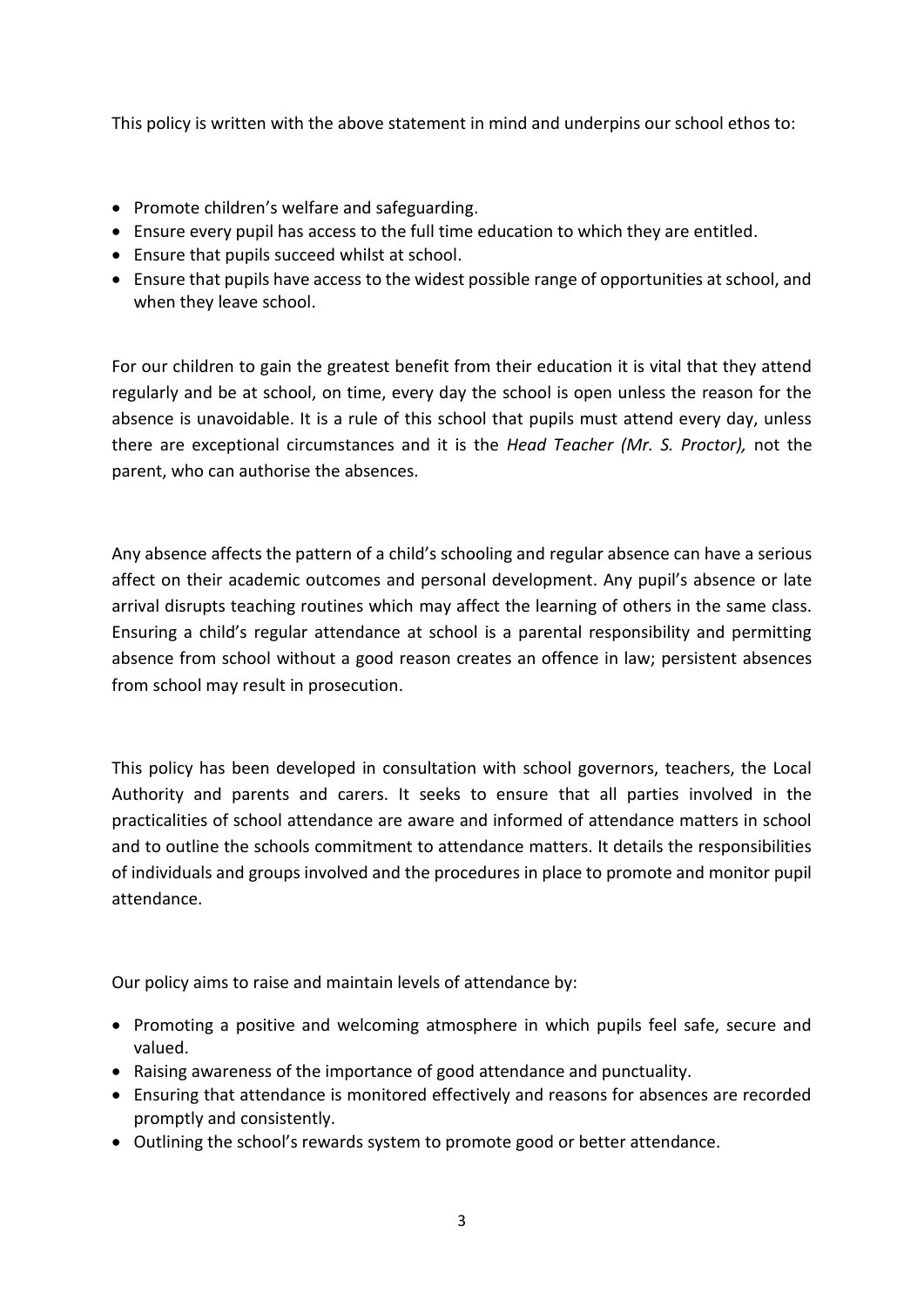This policy is written with the above statement in mind and underpins our school ethos to:

- Promote children's welfare and safeguarding.
- Ensure every pupil has access to the full time education to which they are entitled.
- Ensure that pupils succeed whilst at school.
- Ensure that pupils have access to the widest possible range of opportunities at school, and when they leave school.

For our children to gain the greatest benefit from their education it is vital that they attend regularly and be at school, on time, every day the school is open unless the reason for the absence is unavoidable. It is a rule of this school that pupils must attend every day, unless there are exceptional circumstances and it is the *Head Teacher (Mr. S. Proctor),* not the parent, who can authorise the absences.

Any absence affects the pattern of a child's schooling and regular absence can have a serious affect on their academic outcomes and personal development. Any pupil's absence or late arrival disrupts teaching routines which may affect the learning of others in the same class. Ensuring a child's regular attendance at school is a parental responsibility and permitting absence from school without a good reason creates an offence in law; persistent absences from school may result in prosecution.

This policy has been developed in consultation with school governors, teachers, the Local Authority and parents and carers. It seeks to ensure that all parties involved in the practicalities of school attendance are aware and informed of attendance matters in school and to outline the schools commitment to attendance matters. It details the responsibilities of individuals and groups involved and the procedures in place to promote and monitor pupil attendance.

Our policy aims to raise and maintain levels of attendance by:

- Promoting a positive and welcoming atmosphere in which pupils feel safe, secure and valued.
- Raising awareness of the importance of good attendance and punctuality.
- Ensuring that attendance is monitored effectively and reasons for absences are recorded promptly and consistently.
- Outlining the school's rewards system to promote good or better attendance.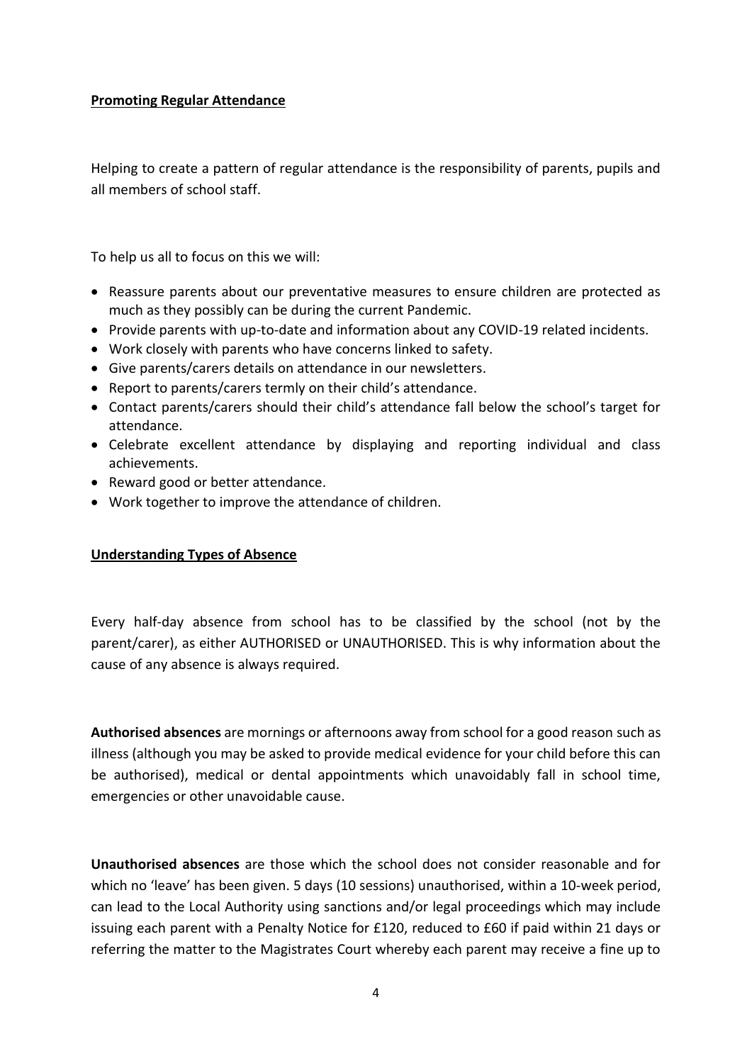## Promoting Regular Attendance

Helping to create a pattern of regular attendance is the responsibility of parents, pupils and all members of school staff.

To help us all to focus on this we will:

- Reassure parents about our preventative measures to ensure children are protected as much as they possibly can be during the current Pandemic.
- Provide parents with up-to-date and information about any COVID-19 related incidents.
- Work closely with parents who have concerns linked to safety.
- Give parents/carers details on attendance in our newsletters.
- Report to parents/carers termly on their child's attendance.
- Contact parents/carers should their child's attendance fall below the school's target for attendance.
- Celebrate excellent attendance by displaying and reporting individual and class achievements.
- Reward good or better attendance.
- Work together to improve the attendance of children.

## Understanding Types of Absence

Every half-day absence from school has to be classified by the school (not by the parent/carer), as either AUTHORISED or UNAUTHORISED. This is why information about the cause of any absence is always required.

**Authorised absences** are mornings or afternoons away from school for a good reason such as illness (although you may be asked to provide medical evidence for your child before this can be authorised), medical or dental appointments which unavoidably fall in school time, emergencies or other unavoidable cause.

**Unauthorised absences** are those which the school does not consider reasonable and for which no 'leave' has been given. 5 days (10 sessions) unauthorised, within a 10-week period, can lead to the Local Authority using sanctions and/or legal proceedings which may include issuing each parent with a Penalty Notice for £120, reduced to £60 if paid within 21 days or referring the matter to the Magistrates Court whereby each parent may receive a fine up to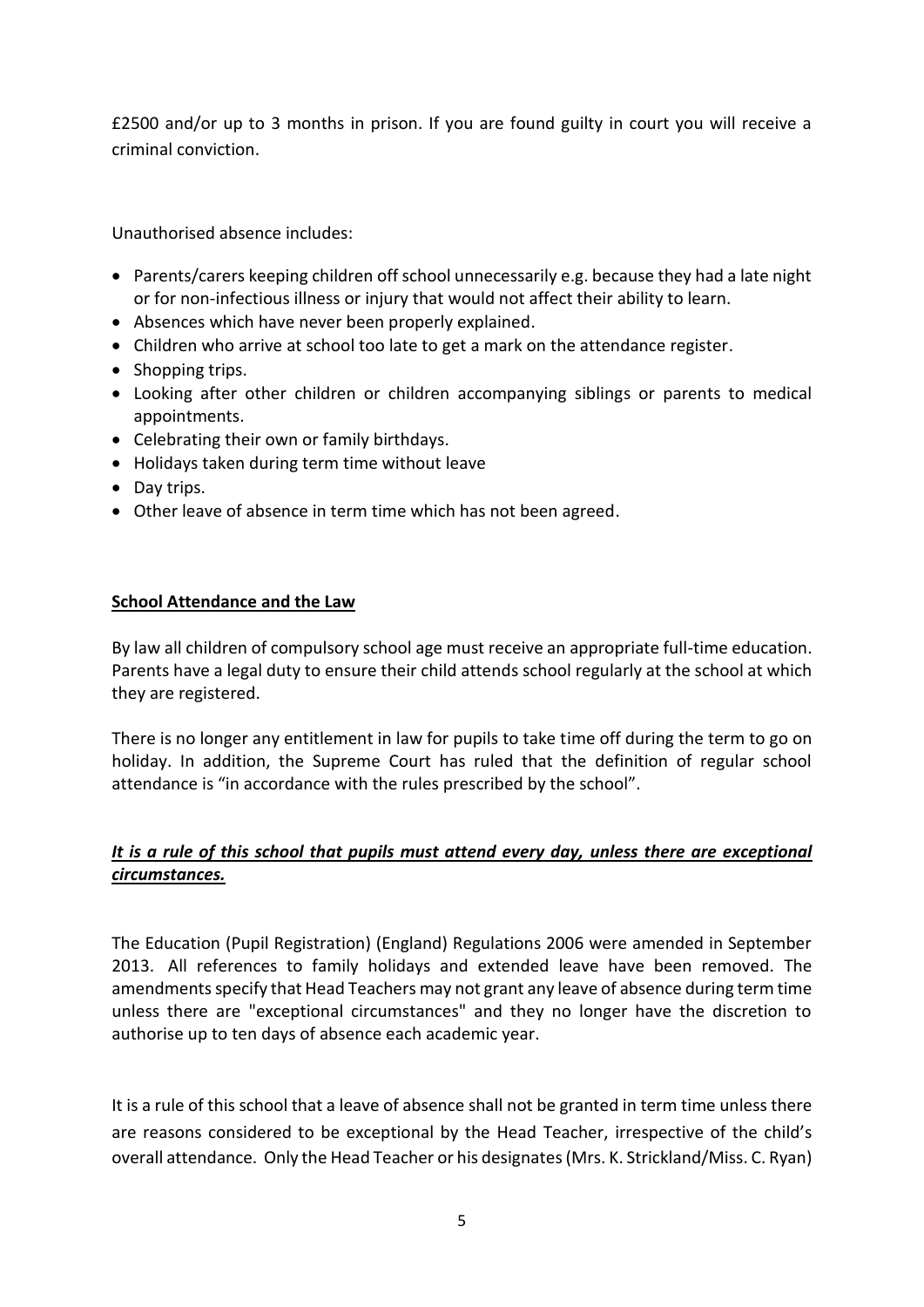£2500 and/or up to 3 months in prison. If you are found guilty in court you will receive a criminal conviction.

Unauthorised absence includes:

- Parents/carers keeping children off school unnecessarily e.g. because they had a late night or for non-infectious illness or injury that would not affect their ability to learn.
- Absences which have never been properly explained.
- Children who arrive at school too late to get a mark on the attendance register.
- Shopping trips.
- Looking after other children or children accompanying siblings or parents to medical appointments.
- Celebrating their own or family birthdays.
- Holidays taken during term time without leave
- Day trips.
- Other leave of absence in term time which has not been agreed.

## School Attendance and the Law

By law all children of compulsory school age must receive an appropriate full-time education. Parents have a legal duty to ensure their child attends school regularly at the school at which they are registered.

There is no longer any entitlement in law for pupils to take time off during the term to go on holiday. In addition, the Supreme Court has ruled that the definition of regular school attendance is "in accordance with the rules prescribed by the school".

***It is a rule of this school that pupils must attend every day, unless there are exceptional circumstances.***

The Education (Pupil Registration) (England) Regulations 2006 were amended in September 2013. All references to family holidays and extended leave have been removed. The amendments specify that Head Teachers may not grant any leave of absence during term time unless there are "exceptional circumstances" and they no longer have the discretion to authorise up to ten days of absence each academic year.

It is a rule of this school that a leave of absence shall not be granted in term time unless there are reasons considered to be exceptional by the Head Teacher, irrespective of the child's overall attendance. Only the Head Teacher or his designates (Mrs. K. Strickland/Miss. C. Ryan)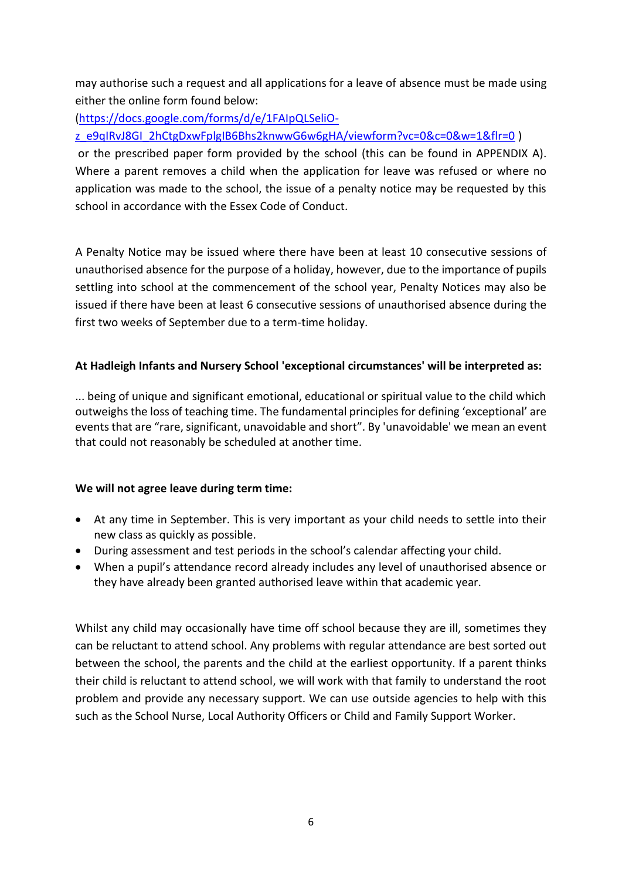may authorise such a request and all applications for a leave of absence must be made using either the online form found below:
(https://docs.google.com/forms/d/e/1FAIpQLSeliO-z_e9qIRvJ8GI_2hCtgDxwFplgIB6Bhs2knwwG6w6gHA/viewform?vc=0&c=0&w=1&flr=0 )
or the prescribed paper form provided by the school (this can be found in APPENDIX A). Where a parent removes a child when the application for leave was refused or where no application was made to the school, the issue of a penalty notice may be requested by this school in accordance with the Essex Code of Conduct.

A Penalty Notice may be issued where there have been at least 10 consecutive sessions of unauthorised absence for the purpose of a holiday, however, due to the importance of pupils settling into school at the commencement of the school year, Penalty Notices may also be issued if there have been at least 6 consecutive sessions of unauthorised absence during the first two weeks of September due to a term-time holiday.

**At Hadleigh Infants and Nursery School 'exceptional circumstances' will be interpreted as:**

... being of unique and significant emotional, educational or spiritual value to the child which outweighs the loss of teaching time. The fundamental principles for defining 'exceptional' are events that are "rare, significant, unavoidable and short". By 'unavoidable' we mean an event that could not reasonably be scheduled at another time.

**We will not agree leave during term time:**

- At any time in September. This is very important as your child needs to settle into their new class as quickly as possible.
- During assessment and test periods in the school's calendar affecting your child.
- When a pupil's attendance record already includes any level of unauthorised absence or they have already been granted authorised leave within that academic year.

Whilst any child may occasionally have time off school because they are ill, sometimes they can be reluctant to attend school. Any problems with regular attendance are best sorted out between the school, the parents and the child at the earliest opportunity. If a parent thinks their child is reluctant to attend school, we will work with that family to understand the root problem and provide any necessary support. We can use outside agencies to help with this such as the School Nurse, Local Authority Officers or Child and Family Support Worker.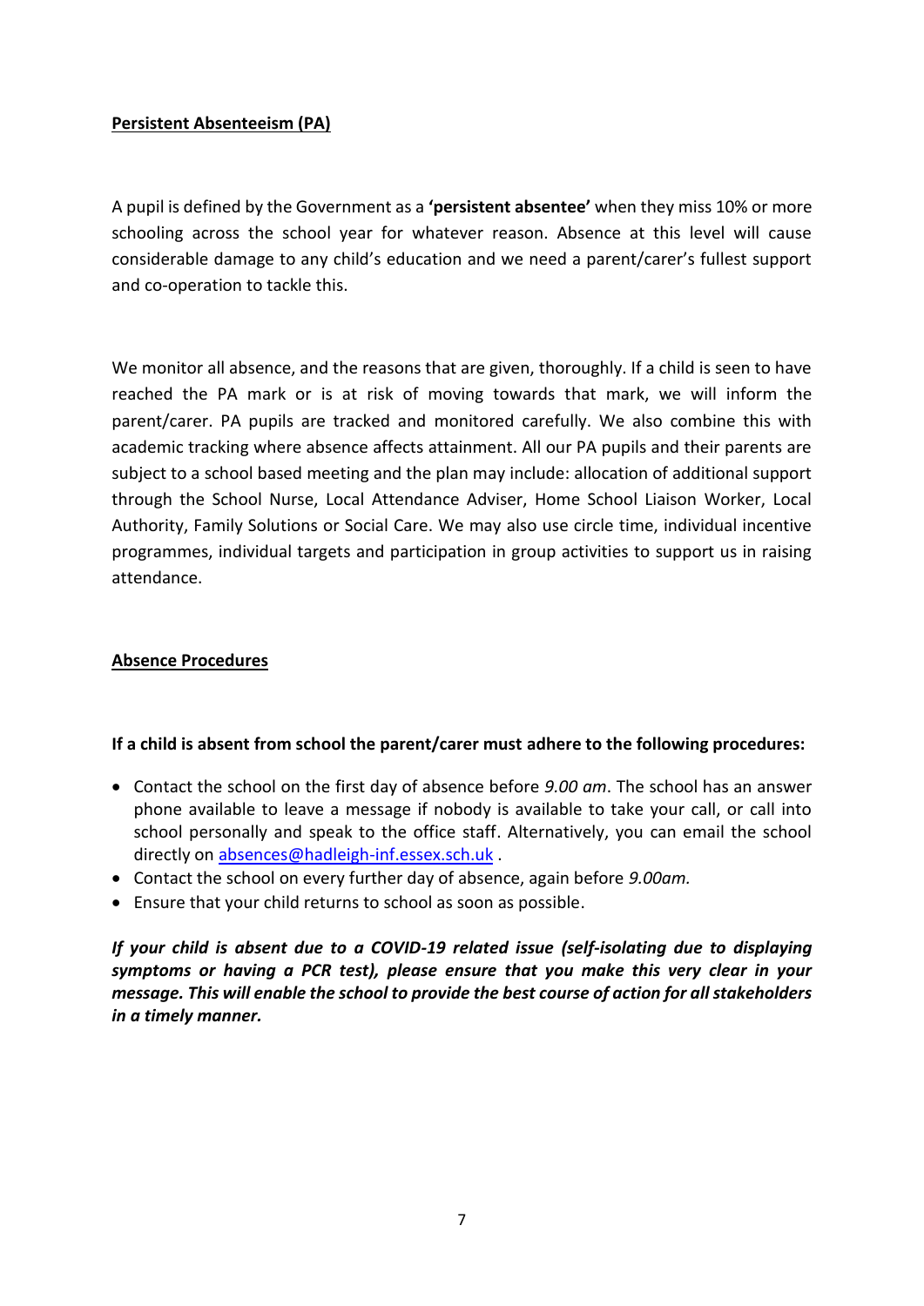## Persistent Absenteeism (PA)

A pupil is defined by the Government as a **'persistent absentee'** when they miss 10% or more schooling across the school year for whatever reason. Absence at this level will cause considerable damage to any child's education and we need a parent/carer's fullest support and co-operation to tackle this.

We monitor all absence, and the reasons that are given, thoroughly. If a child is seen to have reached the PA mark or is at risk of moving towards that mark, we will inform the parent/carer. PA pupils are tracked and monitored carefully. We also combine this with academic tracking where absence affects attainment. All our PA pupils and their parents are subject to a school based meeting and the plan may include: allocation of additional support through the School Nurse, Local Attendance Adviser, Home School Liaison Worker, Local Authority, Family Solutions or Social Care. We may also use circle time, individual incentive programmes, individual targets and participation in group activities to support us in raising attendance.

## Absence Procedures

**If a child is absent from school the parent/carer must adhere to the following procedures:**

- Contact the school on the first day of absence before *9.00 am*. The school has an answer phone available to leave a message if nobody is available to take your call, or call into school personally and speak to the office staff. Alternatively, you can email the school directly on absences@hadleigh-inf.essex.sch.uk .
- Contact the school on every further day of absence, again before *9.00am.*
- Ensure that your child returns to school as soon as possible.

***If your child is absent due to a COVID-19 related issue (self-isolating due to displaying symptoms or having a PCR test), please ensure that you make this very clear in your message. This will enable the school to provide the best course of action for all stakeholders in a timely manner.***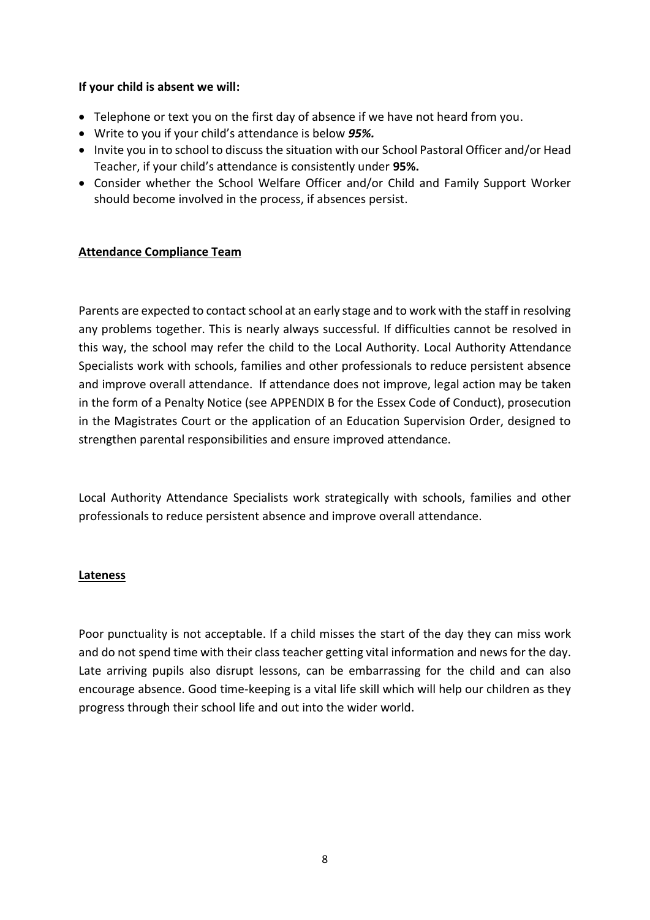**If your child is absent we will:**

- Telephone or text you on the first day of absence if we have not heard from you.
- Write to you if your child's attendance is below ***95%.***
- Invite you in to school to discuss the situation with our School Pastoral Officer and/or Head Teacher, if your child's attendance is consistently under **95%.**
- Consider whether the School Welfare Officer and/or Child and Family Support Worker should become involved in the process, if absences persist.

## Attendance Compliance Team

Parents are expected to contact school at an early stage and to work with the staff in resolving any problems together. This is nearly always successful. If difficulties cannot be resolved in this way, the school may refer the child to the Local Authority. Local Authority Attendance Specialists work with schools, families and other professionals to reduce persistent absence and improve overall attendance. If attendance does not improve, legal action may be taken in the form of a Penalty Notice (see APPENDIX B for the Essex Code of Conduct), prosecution in the Magistrates Court or the application of an Education Supervision Order, designed to strengthen parental responsibilities and ensure improved attendance.

Local Authority Attendance Specialists work strategically with schools, families and other professionals to reduce persistent absence and improve overall attendance.

## Lateness

Poor punctuality is not acceptable. If a child misses the start of the day they can miss work and do not spend time with their class teacher getting vital information and news for the day. Late arriving pupils also disrupt lessons, can be embarrassing for the child and can also encourage absence. Good time-keeping is a vital life skill which will help our children as they progress through their school life and out into the wider world.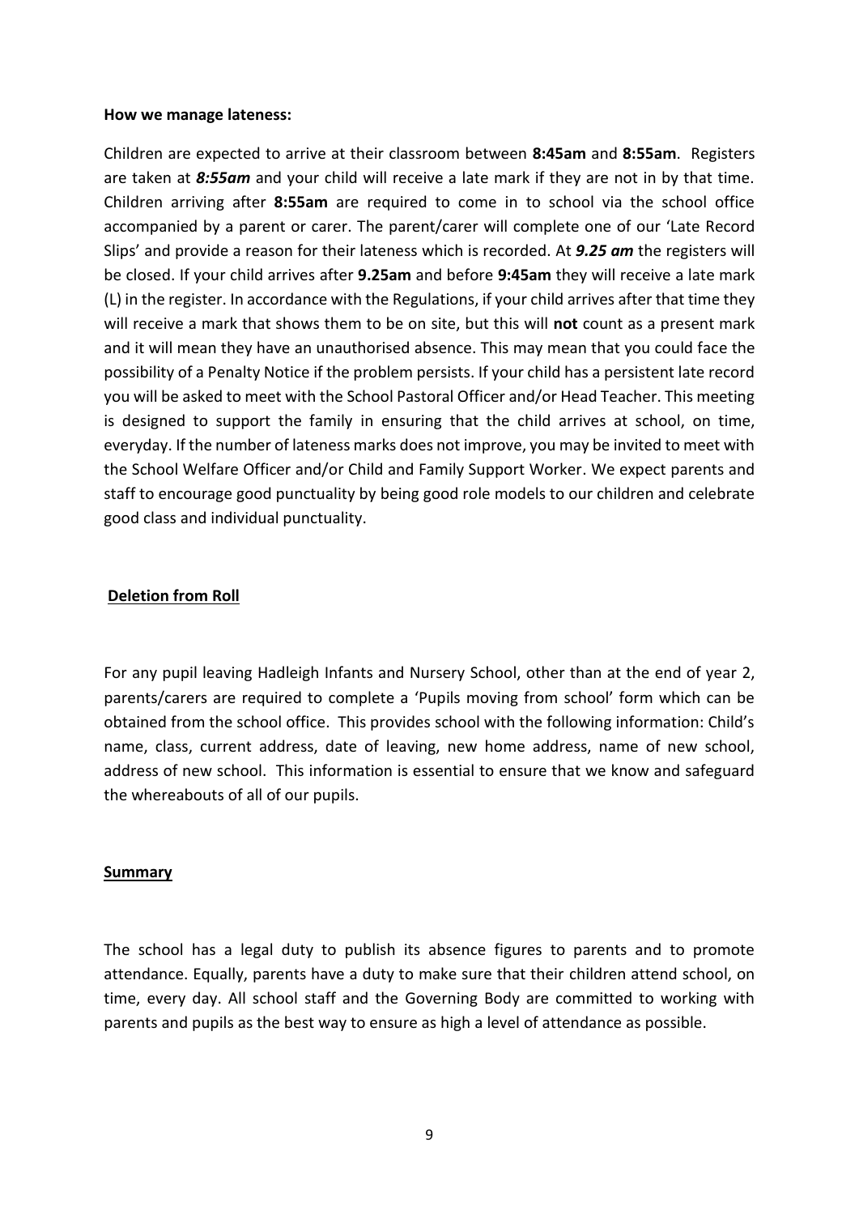**How we manage lateness:**

Children are expected to arrive at their classroom between **8:45am** and **8:55am**. Registers are taken at ***8:55am*** and your child will receive a late mark if they are not in by that time. Children arriving after **8:55am** are required to come in to school via the school office accompanied by a parent or carer. The parent/carer will complete one of our 'Late Record Slips' and provide a reason for their lateness which is recorded. At ***9.25 am*** the registers will be closed. If your child arrives after **9.25am** and before **9:45am** they will receive a late mark (L) in the register. In accordance with the Regulations, if your child arrives after that time they will receive a mark that shows them to be on site, but this will **not** count as a present mark and it will mean they have an unauthorised absence. This may mean that you could face the possibility of a Penalty Notice if the problem persists. If your child has a persistent late record you will be asked to meet with the School Pastoral Officer and/or Head Teacher. This meeting is designed to support the family in ensuring that the child arrives at school, on time, everyday. If the number of lateness marks does not improve, you may be invited to meet with the School Welfare Officer and/or Child and Family Support Worker. We expect parents and staff to encourage good punctuality by being good role models to our children and celebrate good class and individual punctuality.

## Deletion from Roll

For any pupil leaving Hadleigh Infants and Nursery School, other than at the end of year 2, parents/carers are required to complete a 'Pupils moving from school' form which can be obtained from the school office. This provides school with the following information: Child's name, class, current address, date of leaving, new home address, name of new school, address of new school. This information is essential to ensure that we know and safeguard the whereabouts of all of our pupils.

## Summary

The school has a legal duty to publish its absence figures to parents and to promote attendance. Equally, parents have a duty to make sure that their children attend school, on time, every day. All school staff and the Governing Body are committed to working with parents and pupils as the best way to ensure as high a level of attendance as possible.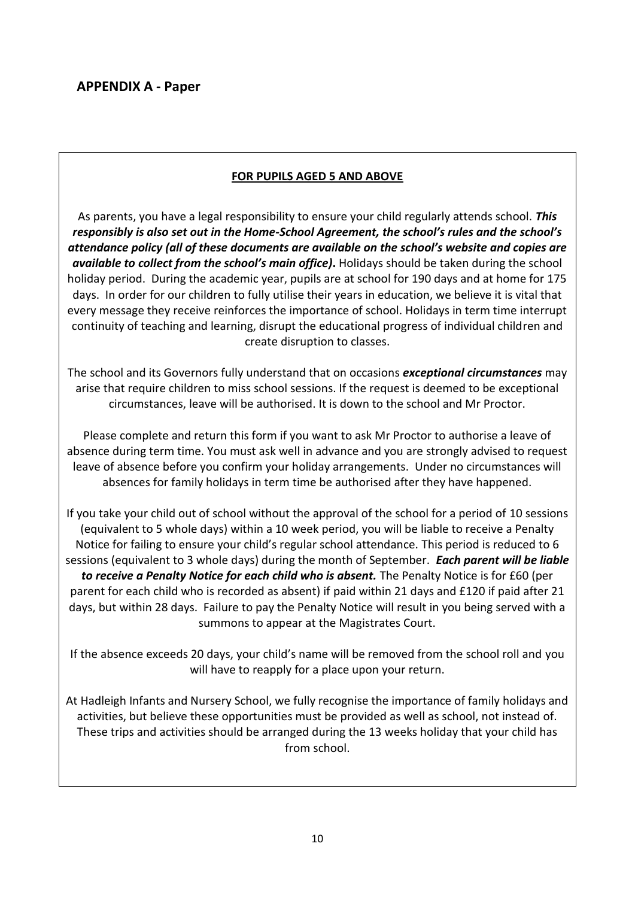## APPENDIX A - Paper

**FOR PUPILS AGED 5 AND ABOVE**

As parents, you have a legal responsibility to ensure your child regularly attends school. ***This responsibly is also set out in the Home-School Agreement, the school's rules and the school's attendance policy (all of these documents are available on the school's website and copies are available to collect from the school's main office).*** Holidays should be taken during the school holiday period. During the academic year, pupils are at school for 190 days and at home for 175 days. In order for our children to fully utilise their years in education, we believe it is vital that every message they receive reinforces the importance of school. Holidays in term time interrupt continuity of teaching and learning, disrupt the educational progress of individual children and create disruption to classes.

The school and its Governors fully understand that on occasions ***exceptional circumstances*** may arise that require children to miss school sessions. If the request is deemed to be exceptional circumstances, leave will be authorised. It is down to the school and Mr Proctor.

Please complete and return this form if you want to ask Mr Proctor to authorise a leave of absence during term time. You must ask well in advance and you are strongly advised to request leave of absence before you confirm your holiday arrangements. Under no circumstances will absences for family holidays in term time be authorised after they have happened.

If you take your child out of school without the approval of the school for a period of 10 sessions (equivalent to 5 whole days) within a 10 week period, you will be liable to receive a Penalty Notice for failing to ensure your child's regular school attendance. This period is reduced to 6 sessions (equivalent to 3 whole days) during the month of September. ***Each parent will be liable to receive a Penalty Notice for each child who is absent.*** The Penalty Notice is for £60 (per parent for each child who is recorded as absent) if paid within 21 days and £120 if paid after 21 days, but within 28 days. Failure to pay the Penalty Notice will result in you being served with a summons to appear at the Magistrates Court.

If the absence exceeds 20 days, your child's name will be removed from the school roll and you will have to reapply for a place upon your return.

At Hadleigh Infants and Nursery School, we fully recognise the importance of family holidays and activities, but believe these opportunities must be provided as well as school, not instead of. These trips and activities should be arranged during the 13 weeks holiday that your child has from school.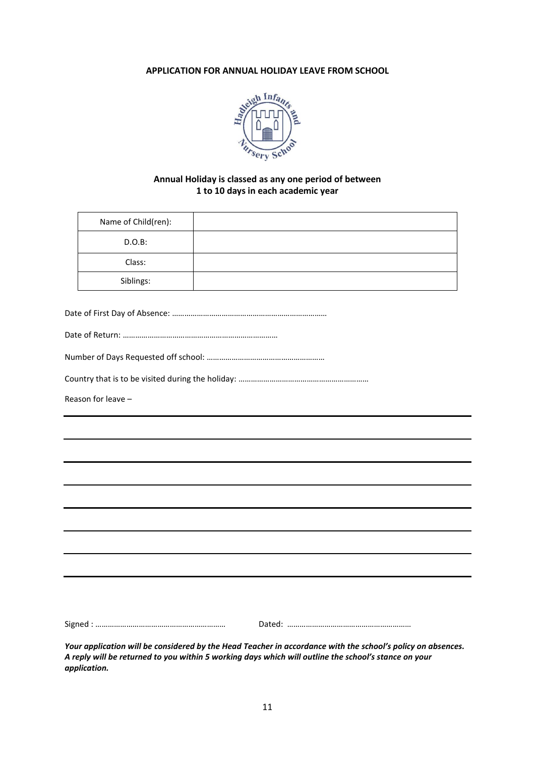**APPLICATION FOR ANNUAL HOLIDAY LEAVE FROM SCHOOL**

**Annual Holiday is classed as any one period of between 1 to 10 days in each academic year**

| Name of Child(ren): | |
|---|---|
| D.O.B: | |
| Class: | |
| Siblings: | |

Date of First Day of Absence: ………………………………………………………………

Date of Return: …………………………………………………………………

Number of Days Requested off school: …………………………………………………

Country that is to be visited during the holiday: ………………………………………………………

Reason for leave –

Signed : ……………………………………………………  Dated: …………………………………………………

***Your application will be considered by the Head Teacher in accordance with the school's policy on absences. A reply will be returned to you within 5 working days which will outline the school's stance on your application.***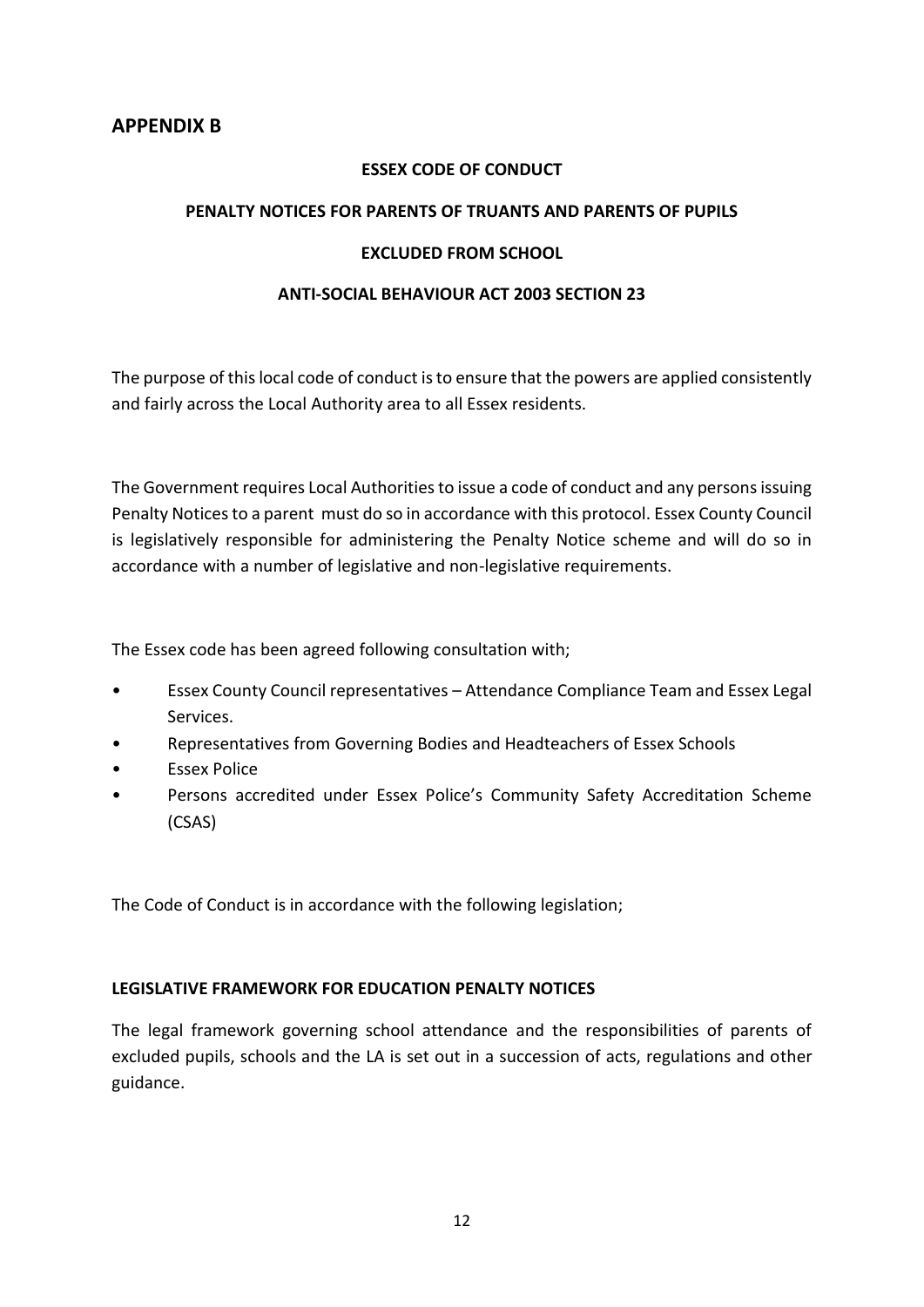## APPENDIX B

**ESSEX CODE OF CONDUCT**

**PENALTY NOTICES FOR PARENTS OF TRUANTS AND PARENTS OF PUPILS**

**EXCLUDED FROM SCHOOL**

**ANTI-SOCIAL BEHAVIOUR ACT 2003 SECTION 23**

The purpose of this local code of conduct is to ensure that the powers are applied consistently and fairly across the Local Authority area to all Essex residents.

The Government requires Local Authorities to issue a code of conduct and any persons issuing Penalty Notices to a parent must do so in accordance with this protocol. Essex County Council is legislatively responsible for administering the Penalty Notice scheme and will do so in accordance with a number of legislative and non-legislative requirements.

The Essex code has been agreed following consultation with;

- Essex County Council representatives – Attendance Compliance Team and Essex Legal Services.
- Representatives from Governing Bodies and Headteachers of Essex Schools
- Essex Police
- Persons accredited under Essex Police's Community Safety Accreditation Scheme (CSAS)

The Code of Conduct is in accordance with the following legislation;

**LEGISLATIVE FRAMEWORK FOR EDUCATION PENALTY NOTICES**

The legal framework governing school attendance and the responsibilities of parents of excluded pupils, schools and the LA is set out in a succession of acts, regulations and other guidance.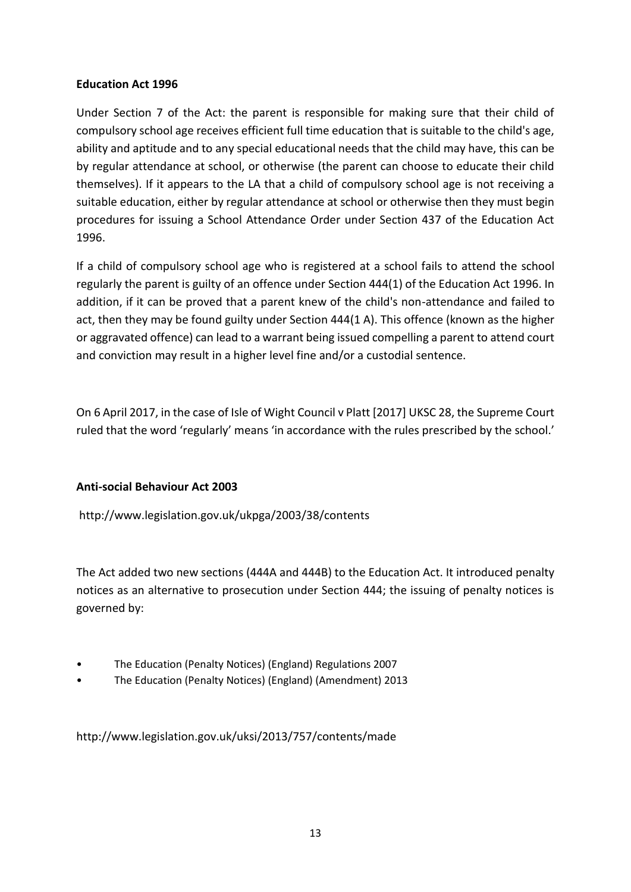**Education Act 1996**

Under Section 7 of the Act: the parent is responsible for making sure that their child of compulsory school age receives efficient full time education that is suitable to the child's age, ability and aptitude and to any special educational needs that the child may have, this can be by regular attendance at school, or otherwise (the parent can choose to educate their child themselves). If it appears to the LA that a child of compulsory school age is not receiving a suitable education, either by regular attendance at school or otherwise then they must begin procedures for issuing a School Attendance Order under Section 437 of the Education Act 1996.

If a child of compulsory school age who is registered at a school fails to attend the school regularly the parent is guilty of an offence under Section 444(1) of the Education Act 1996. In addition, if it can be proved that a parent knew of the child's non-attendance and failed to act, then they may be found guilty under Section 444(1 A). This offence (known as the higher or aggravated offence) can lead to a warrant being issued compelling a parent to attend court and conviction may result in a higher level fine and/or a custodial sentence.

On 6 April 2017, in the case of Isle of Wight Council v Platt [2017] UKSC 28, the Supreme Court ruled that the word 'regularly' means 'in accordance with the rules prescribed by the school.'

**Anti-social Behaviour Act 2003**

http://www.legislation.gov.uk/ukpga/2003/38/contents

The Act added two new sections (444A and 444B) to the Education Act. It introduced penalty notices as an alternative to prosecution under Section 444; the issuing of penalty notices is governed by:

- The Education (Penalty Notices) (England) Regulations 2007
- The Education (Penalty Notices) (England) (Amendment) 2013

http://www.legislation.gov.uk/uksi/2013/757/contents/made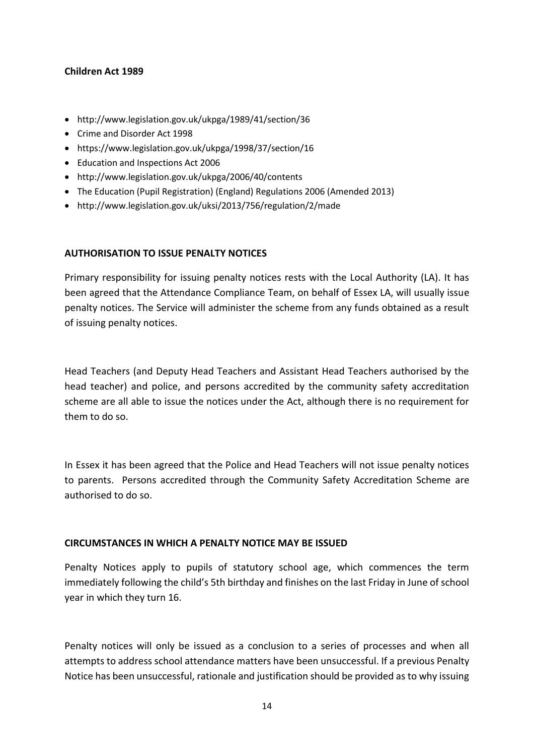**Children Act 1989**

- http://www.legislation.gov.uk/ukpga/1989/41/section/36
- Crime and Disorder Act 1998
- https://www.legislation.gov.uk/ukpga/1998/37/section/16
- Education and Inspections Act 2006
- http://www.legislation.gov.uk/ukpga/2006/40/contents
- The Education (Pupil Registration) (England) Regulations 2006 (Amended 2013)
- http://www.legislation.gov.uk/uksi/2013/756/regulation/2/made

**AUTHORISATION TO ISSUE PENALTY NOTICES**

Primary responsibility for issuing penalty notices rests with the Local Authority (LA). It has been agreed that the Attendance Compliance Team, on behalf of Essex LA, will usually issue penalty notices. The Service will administer the scheme from any funds obtained as a result of issuing penalty notices.

Head Teachers (and Deputy Head Teachers and Assistant Head Teachers authorised by the head teacher) and police, and persons accredited by the community safety accreditation scheme are all able to issue the notices under the Act, although there is no requirement for them to do so.

In Essex it has been agreed that the Police and Head Teachers will not issue penalty notices to parents. Persons accredited through the Community Safety Accreditation Scheme are authorised to do so.

**CIRCUMSTANCES IN WHICH A PENALTY NOTICE MAY BE ISSUED**

Penalty Notices apply to pupils of statutory school age, which commences the term immediately following the child's 5th birthday and finishes on the last Friday in June of school year in which they turn 16.

Penalty notices will only be issued as a conclusion to a series of processes and when all attempts to address school attendance matters have been unsuccessful. If a previous Penalty Notice has been unsuccessful, rationale and justification should be provided as to why issuing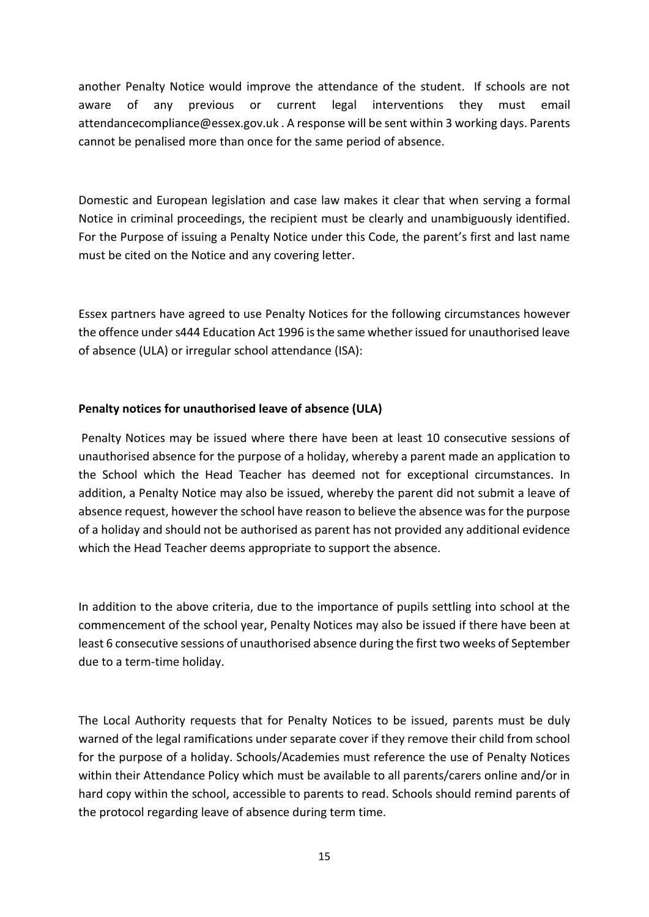another Penalty Notice would improve the attendance of the student. If schools are not aware of any previous or current legal interventions they must email attendancecompliance@essex.gov.uk . A response will be sent within 3 working days. Parents cannot be penalised more than once for the same period of absence.

Domestic and European legislation and case law makes it clear that when serving a formal Notice in criminal proceedings, the recipient must be clearly and unambiguously identified. For the Purpose of issuing a Penalty Notice under this Code, the parent's first and last name must be cited on the Notice and any covering letter.

Essex partners have agreed to use Penalty Notices for the following circumstances however the offence under s444 Education Act 1996 is the same whether issued for unauthorised leave of absence (ULA) or irregular school attendance (ISA):

**Penalty notices for unauthorised leave of absence (ULA)**

Penalty Notices may be issued where there have been at least 10 consecutive sessions of unauthorised absence for the purpose of a holiday, whereby a parent made an application to the School which the Head Teacher has deemed not for exceptional circumstances. In addition, a Penalty Notice may also be issued, whereby the parent did not submit a leave of absence request, however the school have reason to believe the absence was for the purpose of a holiday and should not be authorised as parent has not provided any additional evidence which the Head Teacher deems appropriate to support the absence.

In addition to the above criteria, due to the importance of pupils settling into school at the commencement of the school year, Penalty Notices may also be issued if there have been at least 6 consecutive sessions of unauthorised absence during the first two weeks of September due to a term-time holiday.

The Local Authority requests that for Penalty Notices to be issued, parents must be duly warned of the legal ramifications under separate cover if they remove their child from school for the purpose of a holiday. Schools/Academies must reference the use of Penalty Notices within their Attendance Policy which must be available to all parents/carers online and/or in hard copy within the school, accessible to parents to read. Schools should remind parents of the protocol regarding leave of absence during term time.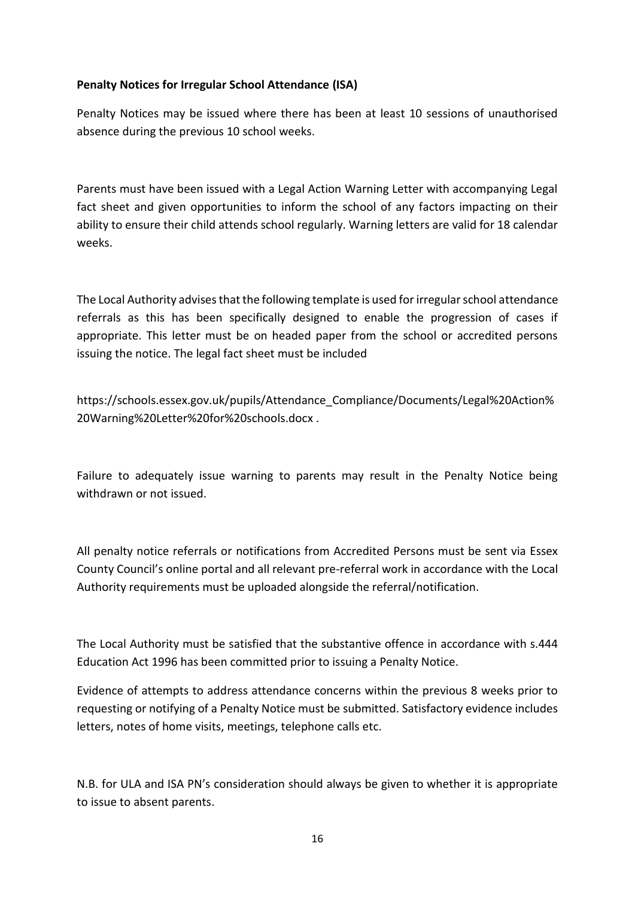**Penalty Notices for Irregular School Attendance (ISA)**

Penalty Notices may be issued where there has been at least 10 sessions of unauthorised absence during the previous 10 school weeks.

Parents must have been issued with a Legal Action Warning Letter with accompanying Legal fact sheet and given opportunities to inform the school of any factors impacting on their ability to ensure their child attends school regularly. Warning letters are valid for 18 calendar weeks.

The Local Authority advises that the following template is used for irregular school attendance referrals as this has been specifically designed to enable the progression of cases if appropriate. This letter must be on headed paper from the school or accredited persons issuing the notice. The legal fact sheet must be included

https://schools.essex.gov.uk/pupils/Attendance_Compliance/Documents/Legal%20Action%20Warning%20Letter%20for%20schools.docx .

Failure to adequately issue warning to parents may result in the Penalty Notice being withdrawn or not issued.

All penalty notice referrals or notifications from Accredited Persons must be sent via Essex County Council's online portal and all relevant pre-referral work in accordance with the Local Authority requirements must be uploaded alongside the referral/notification.

The Local Authority must be satisfied that the substantive offence in accordance with s.444 Education Act 1996 has been committed prior to issuing a Penalty Notice.

Evidence of attempts to address attendance concerns within the previous 8 weeks prior to requesting or notifying of a Penalty Notice must be submitted. Satisfactory evidence includes letters, notes of home visits, meetings, telephone calls etc.

N.B. for ULA and ISA PN's consideration should always be given to whether it is appropriate to issue to absent parents.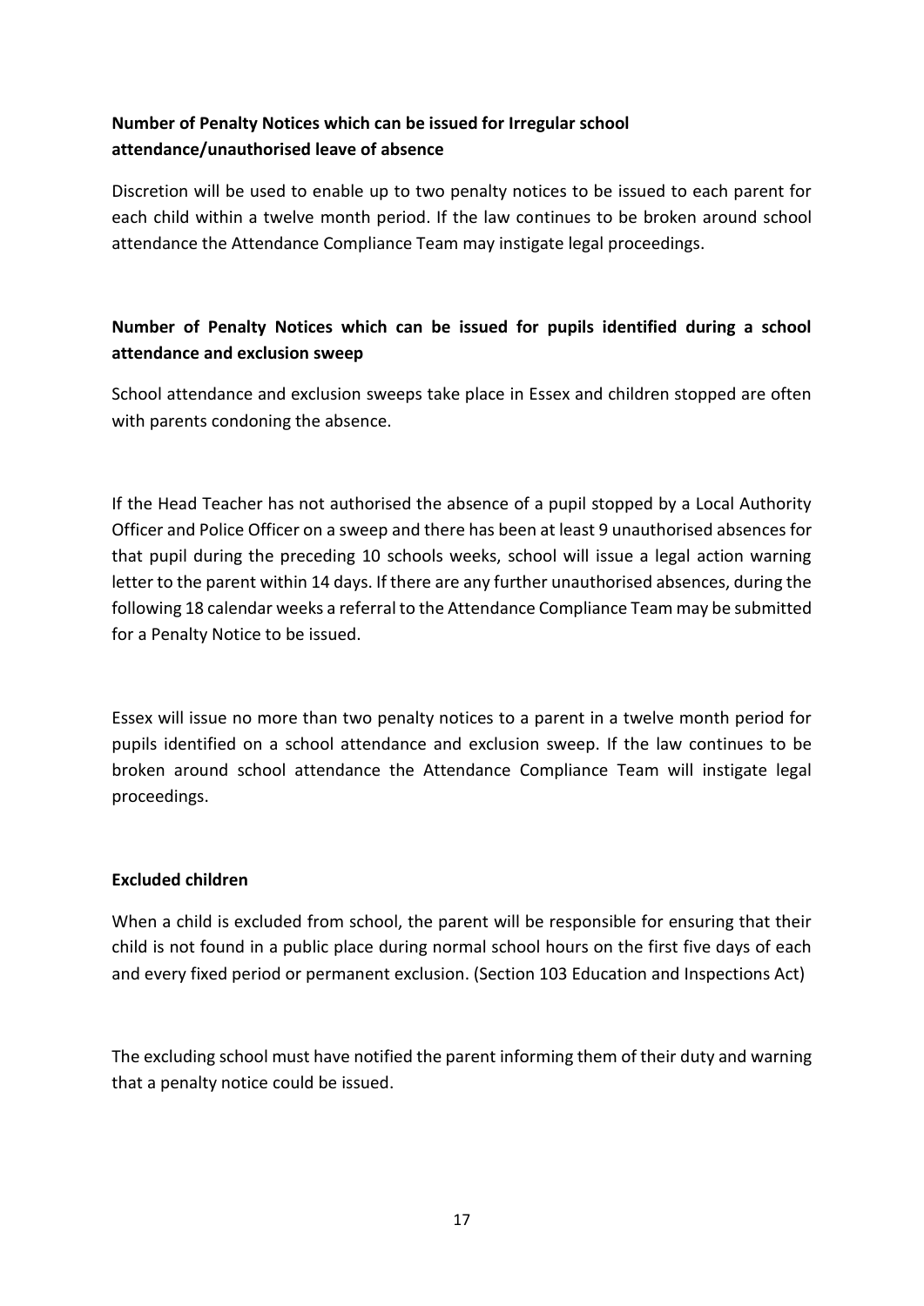**Number of Penalty Notices which can be issued for Irregular school attendance/unauthorised leave of absence**

Discretion will be used to enable up to two penalty notices to be issued to each parent for each child within a twelve month period. If the law continues to be broken around school attendance the Attendance Compliance Team may instigate legal proceedings.

**Number of Penalty Notices which can be issued for pupils identified during a school attendance and exclusion sweep**

School attendance and exclusion sweeps take place in Essex and children stopped are often with parents condoning the absence.

If the Head Teacher has not authorised the absence of a pupil stopped by a Local Authority Officer and Police Officer on a sweep and there has been at least 9 unauthorised absences for that pupil during the preceding 10 schools weeks, school will issue a legal action warning letter to the parent within 14 days. If there are any further unauthorised absences, during the following 18 calendar weeks a referral to the Attendance Compliance Team may be submitted for a Penalty Notice to be issued.

Essex will issue no more than two penalty notices to a parent in a twelve month period for pupils identified on a school attendance and exclusion sweep. If the law continues to be broken around school attendance the Attendance Compliance Team will instigate legal proceedings.

**Excluded children**

When a child is excluded from school, the parent will be responsible for ensuring that their child is not found in a public place during normal school hours on the first five days of each and every fixed period or permanent exclusion. (Section 103 Education and Inspections Act)

The excluding school must have notified the parent informing them of their duty and warning that a penalty notice could be issued.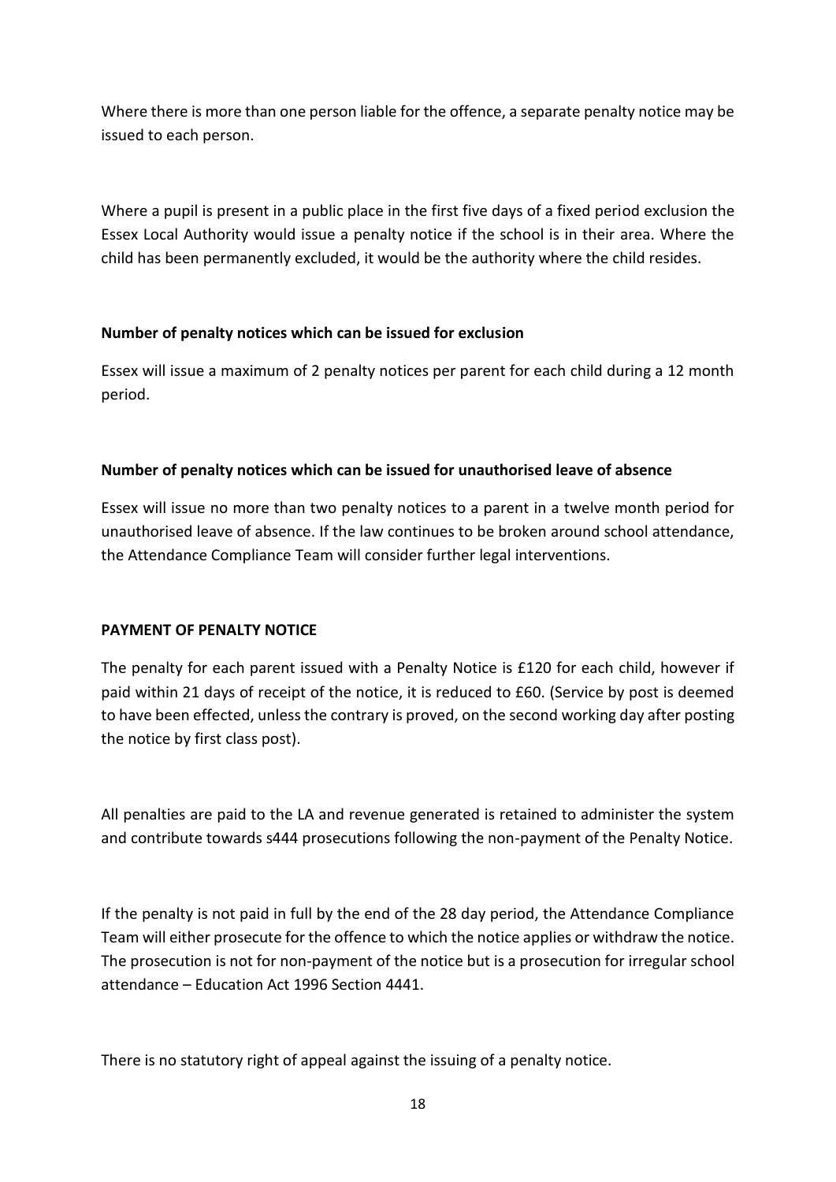Where there is more than one person liable for the offence, a separate penalty notice may be issued to each person.

Where a pupil is present in a public place in the first five days of a fixed period exclusion the Essex Local Authority would issue a penalty notice if the school is in their area. Where the child has been permanently excluded, it would be the authority where the child resides.

**Number of penalty notices which can be issued for exclusion**

Essex will issue a maximum of 2 penalty notices per parent for each child during a 12 month period.

**Number of penalty notices which can be issued for unauthorised leave of absence**

Essex will issue no more than two penalty notices to a parent in a twelve month period for unauthorised leave of absence. If the law continues to be broken around school attendance, the Attendance Compliance Team will consider further legal interventions.

**PAYMENT OF PENALTY NOTICE**

The penalty for each parent issued with a Penalty Notice is £120 for each child, however if paid within 21 days of receipt of the notice, it is reduced to £60. (Service by post is deemed to have been effected, unless the contrary is proved, on the second working day after posting the notice by first class post).

All penalties are paid to the LA and revenue generated is retained to administer the system and contribute towards s444 prosecutions following the non-payment of the Penalty Notice.

If the penalty is not paid in full by the end of the 28 day period, the Attendance Compliance Team will either prosecute for the offence to which the notice applies or withdraw the notice. The prosecution is not for non-payment of the notice but is a prosecution for irregular school attendance – Education Act 1996 Section 4441.

There is no statutory right of appeal against the issuing of a penalty notice.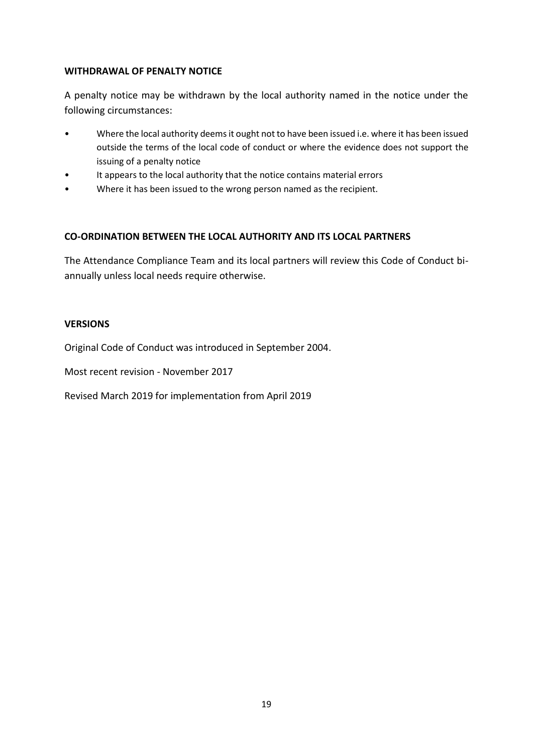**WITHDRAWAL OF PENALTY NOTICE**

A penalty notice may be withdrawn by the local authority named in the notice under the following circumstances:

- Where the local authority deems it ought not to have been issued i.e. where it has been issued outside the terms of the local code of conduct or where the evidence does not support the issuing of a penalty notice
- It appears to the local authority that the notice contains material errors
- Where it has been issued to the wrong person named as the recipient.

**CO-ORDINATION BETWEEN THE LOCAL AUTHORITY AND ITS LOCAL PARTNERS**

The Attendance Compliance Team and its local partners will review this Code of Conduct bi-annually unless local needs require otherwise.

**VERSIONS**

Original Code of Conduct was introduced in September 2004.

Most recent revision - November 2017

Revised March 2019 for implementation from April 2019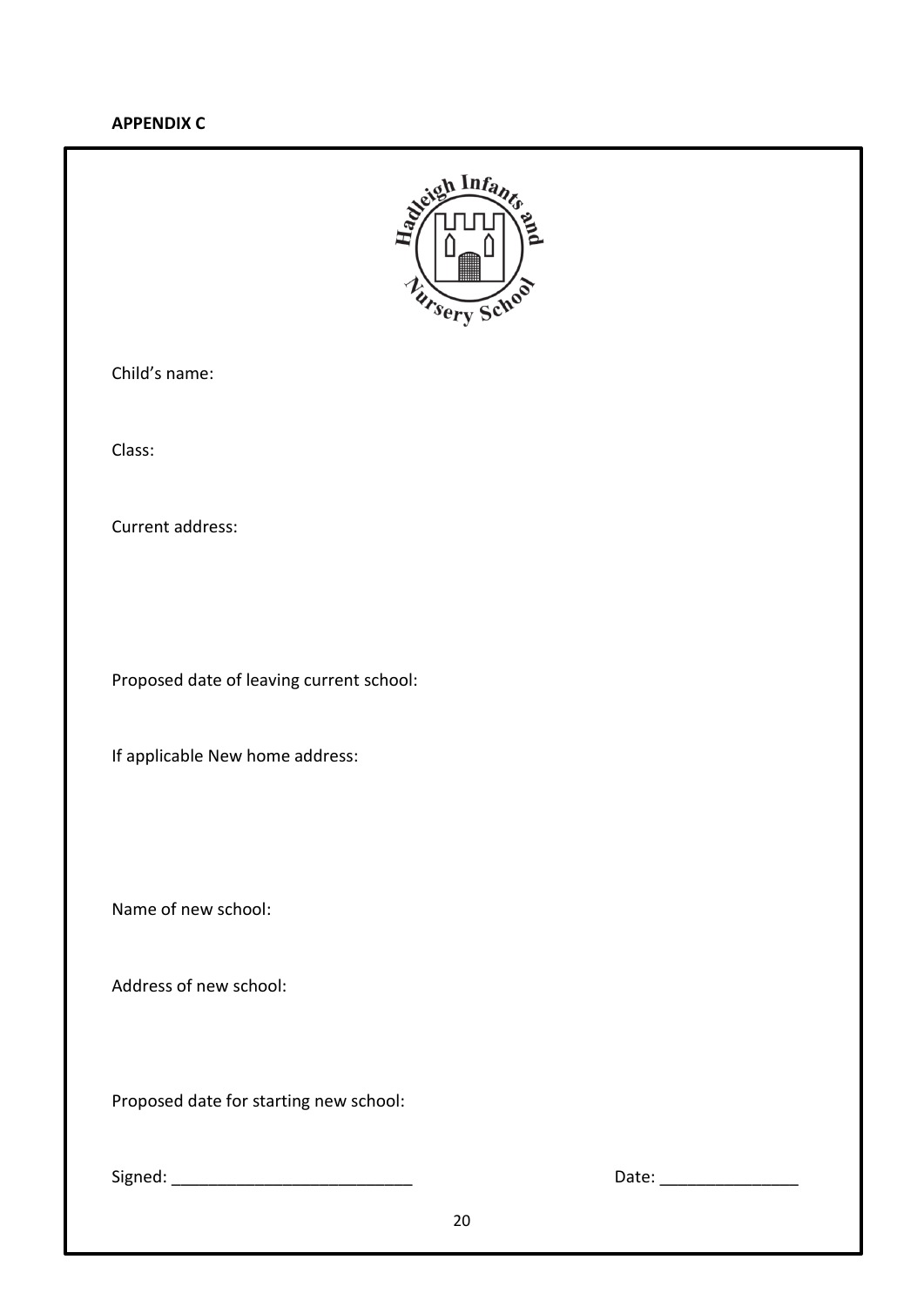**APPENDIX C**

Child's name:

Class:

Current address:

Proposed date of leaving current school:

If applicable New home address:

Name of new school:

Address of new school:

Proposed date for starting new school:

Signed: ___________________________ Date: _______________